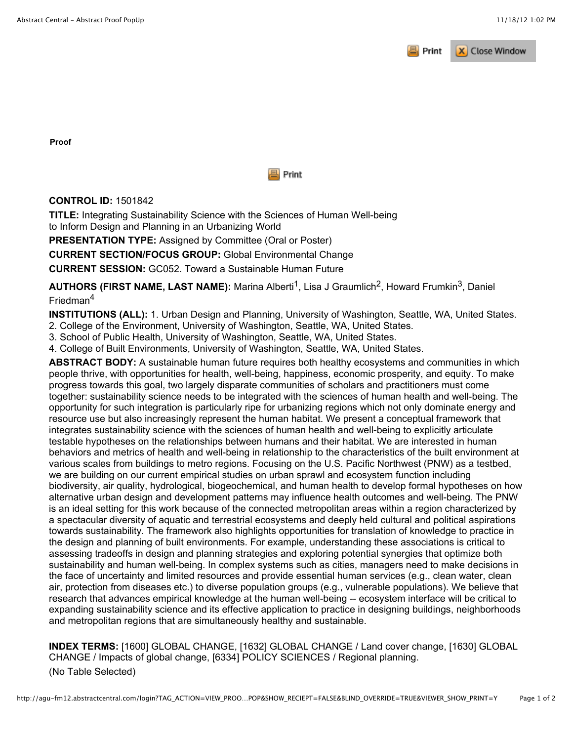**Proof**

**CONTROL ID:** 1501842

**TITLE:** Integrating Sustainability Science with the Sciences of Human Well-being to Inform Design and Planning in an Urbanizing World

**PRESENTATION TYPE:** Assigned by Committee (Oral or Poster)

**CURRENT SECTION/FOCUS GROUP:** Global Environmental Change

**CURRENT SESSION:** GC052. Toward a Sustainable Human Future

**AUTHORS (FIRST NAME, LAST NAME):** Marina Alberti[1], Lisa J Graumlich[2], Howard Frumkin[3], Daniel Friedman[4]

**INSTITUTIONS (ALL):** 1. Urban Design and Planning, University of Washington, Seattle, WA, United States.
2. College of the Environment, University of Washington, Seattle, WA, United States.
3. School of Public Health, University of Washington, Seattle, WA, United States.
4. College of Built Environments, University of Washington, Seattle, WA, United States.

**ABSTRACT BODY:** A sustainable human future requires both healthy ecosystems and communities in which people thrive, with opportunities for health, well-being, happiness, economic prosperity, and equity. To make progress towards this goal, two largely disparate communities of scholars and practitioners must come together: sustainability science needs to be integrated with the sciences of human health and well-being. The opportunity for such integration is particularly ripe for urbanizing regions which not only dominate energy and resource use but also increasingly represent the human habitat. We present a conceptual framework that integrates sustainability science with the sciences of human health and well-being to explicitly articulate testable hypotheses on the relationships between humans and their habitat. We are interested in human behaviors and metrics of health and well-being in relationship to the characteristics of the built environment at various scales from buildings to metro regions. Focusing on the U.S. Pacific Northwest (PNW) as a testbed, we are building on our current empirical studies on urban sprawl and ecosystem function including biodiversity, air quality, hydrological, biogeochemical, and human health to develop formal hypotheses on how alternative urban design and development patterns may influence health outcomes and well-being. The PNW is an ideal setting for this work because of the connected metropolitan areas within a region characterized by a spectacular diversity of aquatic and terrestrial ecosystems and deeply held cultural and political aspirations towards sustainability. The framework also highlights opportunities for translation of knowledge to practice in the design and planning of built environments. For example, understanding these associations is critical to assessing tradeoffs in design and planning strategies and exploring potential synergies that optimize both sustainability and human well-being. In complex systems such as cities, managers need to make decisions in the face of uncertainty and limited resources and provide essential human services (e.g., clean water, clean air, protection from diseases etc.) to diverse population groups (e.g., vulnerable populations). We believe that research that advances empirical knowledge at the human well-being -- ecosystem interface will be critical to expanding sustainability science and its effective application to practice in designing buildings, neighborhoods and metropolitan regions that are simultaneously healthy and sustainable.

**INDEX TERMS:** [1600] GLOBAL CHANGE, [1632] GLOBAL CHANGE / Land cover change, [1630] GLOBAL CHANGE / Impacts of global change, [6334] POLICY SCIENCES / Regional planning.

(No Table Selected)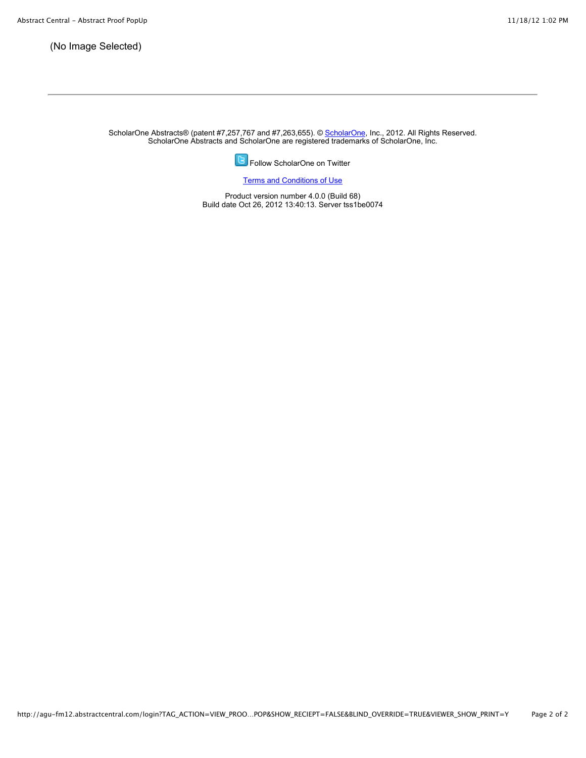(No Image Selected)

---

ScholarOne Abstracts® (patent #7,257,767 and #7,263,655). © [ScholarOne](), Inc., 2012. All Rights Reserved.
ScholarOne Abstracts and ScholarOne are registered trademarks of ScholarOne, Inc.

Follow ScholarOne on Twitter

[Terms and Conditions of Use]()

Product version number 4.0.0 (Build 68)
Build date Oct 26, 2012 13:40:13. Server tss1be0074